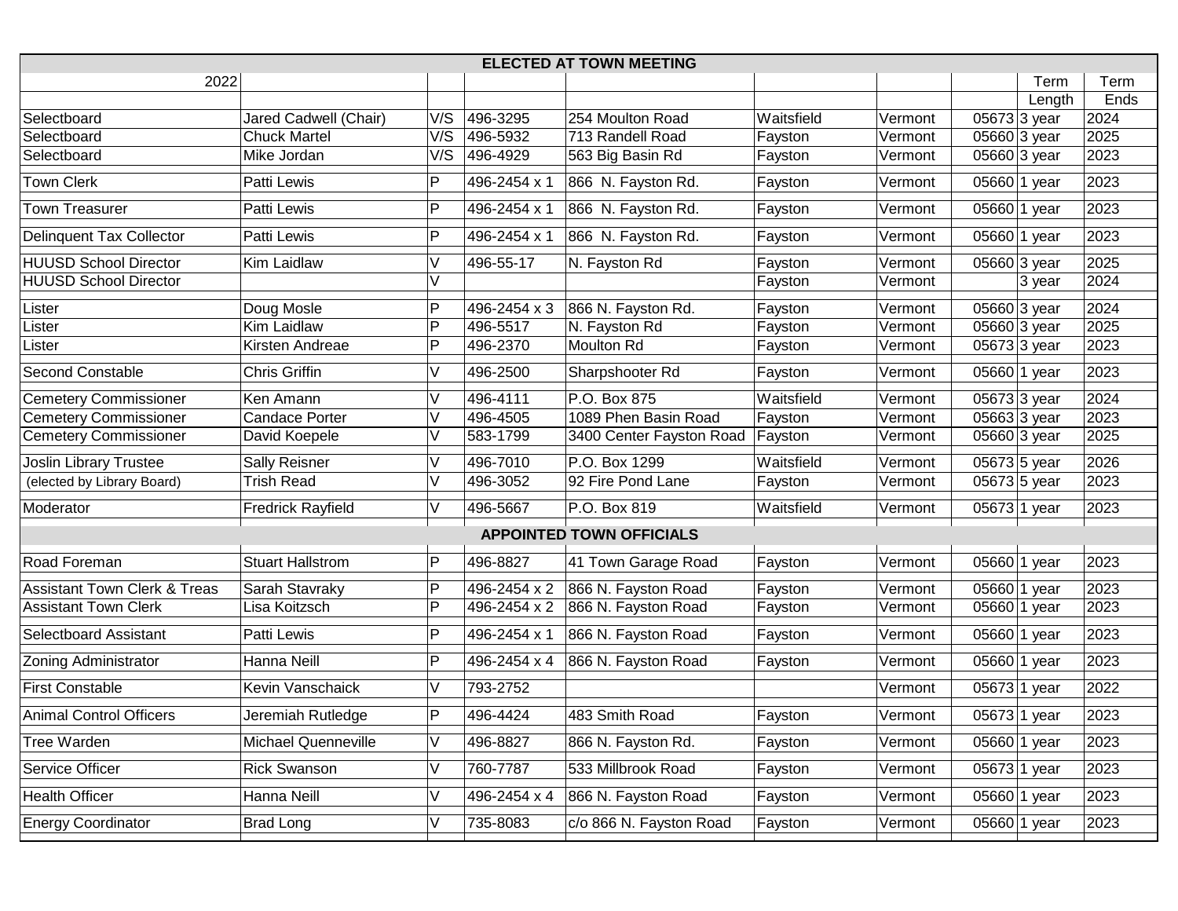| ELECTED AT TOWN MEETING | | | | | | | | | |
|---|---|---|---|---|---|---|---|---|---|
| 2022 | | | | | | | | Term Length | Term Ends |
| Selectboard | Jared Cadwell (Chair) | V/S | 496-3295 | 254 Moulton Road | Waitsfield | Vermont | 05673 | 3 year | 2024 |
| Selectboard | Chuck Martel | V/S | 496-5932 | 713 Randell Road | Fayston | Vermont | 05660 | 3 year | 2025 |
| Selectboard | Mike Jordan | V/S | 496-4929 | 563 Big Basin Rd | Fayston | Vermont | 05660 | 3 year | 2023 |
| Town Clerk | Patti Lewis | P | 496-2454 x 1 | 866 N. Fayston Rd. | Fayston | Vermont | 05660 | 1 year | 2023 |
| Town Treasurer | Patti Lewis | P | 496-2454 x 1 | 866 N. Fayston Rd. | Fayston | Vermont | 05660 | 1 year | 2023 |
| Delinquent Tax Collector | Patti Lewis | P | 496-2454 x 1 | 866 N. Fayston Rd. | Fayston | Vermont | 05660 | 1 year | 2023 |
| HUUSD School Director | Kim Laidlaw | V | 496-55-17 | N. Fayston Rd | Fayston | Vermont | 05660 | 3 year | 2025 |
| HUUSD School Director | | V | | | Fayston | Vermont | | 3 year | 2024 |
| Lister | Doug Mosle | P | 496-2454 x 3 | 866 N. Fayston Rd. | Fayston | Vermont | 05660 | 3 year | 2024 |
| Lister | Kim Laidlaw | P | 496-5517 | N. Fayston Rd | Fayston | Vermont | 05660 | 3 year | 2025 |
| Lister | Kirsten Andreae | P | 496-2370 | Moulton Rd | Fayston | Vermont | 05673 | 3 year | 2023 |
| Second Constable | Chris Griffin | V | 496-2500 | Sharpshooter Rd | Fayston | Vermont | 05660 | 1 year | 2023 |
| Cemetery Commissioner | Ken Amann | V | 496-4111 | P.O. Box 875 | Waitsfield | Vermont | 05673 | 3 year | 2024 |
| Cemetery Commissioner | Candace Porter | V | 496-4505 | 1089 Phen Basin Road | Fayston | Vermont | 05663 | 3 year | 2023 |
| Cemetery Commissioner | David Koepele | V | 583-1799 | 3400 Center Fayston Road | Fayston | Vermont | 05660 | 3 year | 2025 |
| Joslin Library Trustee | Sally Reisner | V | 496-7010 | P.O. Box 1299 | Waitsfield | Vermont | 05673 | 5 year | 2026 |
| (elected by Library Board) | Trish Read | V | 496-3052 | 92 Fire Pond Lane | Fayston | Vermont | 05673 | 5 year | 2023 |
| Moderator | Fredrick Rayfield | V | 496-5667 | P.O. Box 819 | Waitsfield | Vermont | 05673 | 1 year | 2023 |
| APPOINTED TOWN OFFICIALS | | | | | | | | | |
| Road Foreman | Stuart Hallstrom | P | 496-8827 | 41 Town Garage Road | Fayston | Vermont | 05660 | 1 year | 2023 |
| Assistant Town Clerk & Treas | Sarah Stavraky | P | 496-2454 x 2 | 866 N. Fayston Road | Fayston | Vermont | 05660 | 1 year | 2023 |
| Assistant Town Clerk | Lisa Koitzsch | P | 496-2454 x 2 | 866 N. Fayston Road | Fayston | Vermont | 05660 | 1 year | 2023 |
| Selectboard Assistant | Patti Lewis | P | 496-2454 x 1 | 866 N. Fayston Road | Fayston | Vermont | 05660 | 1 year | 2023 |
| Zoning Administrator | Hanna Neill | P | 496-2454 x 4 | 866 N. Fayston Road | Fayston | Vermont | 05660 | 1 year | 2023 |
| First Constable | Kevin Vanschaick | V | 793-2752 | | | Vermont | 05673 | 1 year | 2022 |
| Animal Control Officers | Jeremiah Rutledge | P | 496-4424 | 483 Smith Road | Fayston | Vermont | 05673 | 1 year | 2023 |
| Tree Warden | Michael Quenneville | V | 496-8827 | 866 N. Fayston Rd. | Fayston | Vermont | 05660 | 1 year | 2023 |
| Service Officer | Rick Swanson | V | 760-7787 | 533 Millbrook Road | Fayston | Vermont | 05673 | 1 year | 2023 |
| Health Officer | Hanna Neill | V | 496-2454 x 4 | 866 N. Fayston Road | Fayston | Vermont | 05660 | 1 year | 2023 |
| Energy Coordinator | Brad Long | V | 735-8083 | c/o 866 N. Fayston Road | Fayston | Vermont | 05660 | 1 year | 2023 |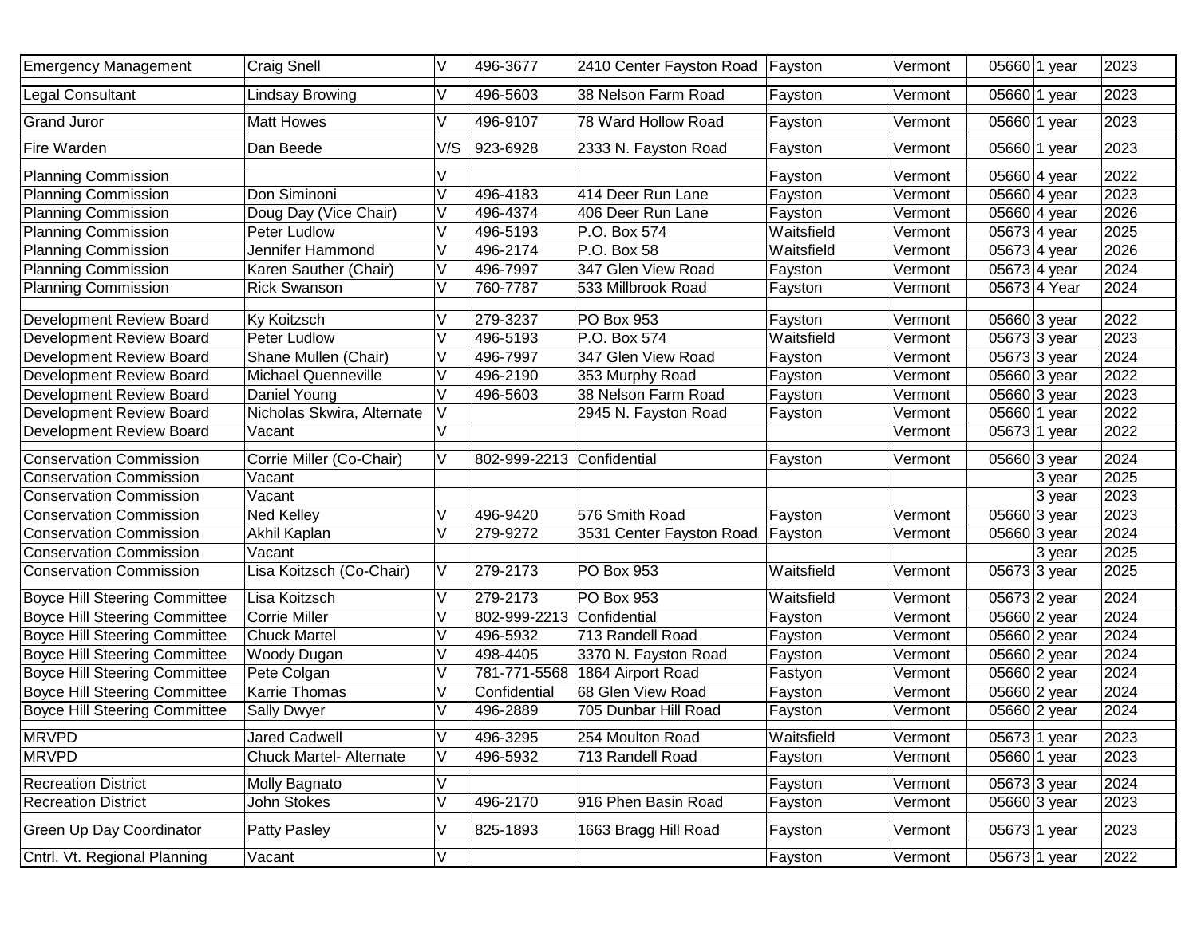| | | | | | | | | | |
|---|---|---|---|---|---|---|---|---|---|
| Emergency Management | Craig Snell | V | 496-3677 | 2410 Center Fayston Road | Fayston | Vermont | 05660 | 1 year | 2023 |
| Legal Consultant | Lindsay Browing | V | 496-5603 | 38 Nelson Farm Road | Fayston | Vermont | 05660 | 1 year | 2023 |
| Grand Juror | Matt Howes | V | 496-9107 | 78 Ward Hollow Road | Fayston | Vermont | 05660 | 1 year | 2023 |
| Fire Warden | Dan Beede | V/S | 923-6928 | 2333 N. Fayston Road | Fayston | Vermont | 05660 | 1 year | 2023 |
| Planning Commission | | V | | | Fayston | Vermont | 05660 | 4 year | 2022 |
| Planning Commission | Don Siminoni | V | 496-4183 | 414 Deer Run Lane | Fayston | Vermont | 05660 | 4 year | 2023 |
| Planning Commission | Doug Day (Vice Chair) | V | 496-4374 | 406 Deer Run Lane | Fayston | Vermont | 05660 | 4 year | 2026 |
| Planning Commission | Peter Ludlow | V | 496-5193 | P.O. Box 574 | Waitsfield | Vermont | 05673 | 4 year | 2025 |
| Planning Commission | Jennifer Hammond | V | 496-2174 | P.O. Box 58 | Waitsfield | Vermont | 05673 | 4 year | 2026 |
| Planning Commission | Karen Sauther (Chair) | V | 496-7997 | 347 Glen View Road | Fayston | Vermont | 05673 | 4 year | 2024 |
| Planning Commission | Rick Swanson | V | 760-7787 | 533 Millbrook Road | Fayston | Vermont | 05673 | 4 Year | 2024 |
| Development Review Board | Ky Koitzsch | V | 279-3237 | PO Box 953 | Fayston | Vermont | 05660 | 3 year | 2022 |
| Development Review Board | Peter Ludlow | V | 496-5193 | P.O. Box 574 | Waitsfield | Vermont | 05673 | 3 year | 2023 |
| Development Review Board | Shane Mullen (Chair) | V | 496-7997 | 347 Glen View Road | Fayston | Vermont | 05673 | 3 year | 2024 |
| Development Review Board | Michael Quenneville | V | 496-2190 | 353 Murphy Road | Fayston | Vermont | 05660 | 3 year | 2022 |
| Development Review Board | Daniel Young | V | 496-5603 | 38 Nelson Farm Road | Fayston | Vermont | 05660 | 3 year | 2023 |
| Development Review Board | Nicholas Skwira, Alternate | V | | 2945 N. Fayston Road | Fayston | Vermont | 05660 | 1 year | 2022 |
| Development Review Board | Vacant | V | | | | Vermont | 05673 | 1 year | 2022 |
| Conservation Commission | Corrie Miller (Co-Chair) | V | 802-999-2213 | Confidential | Fayston | Vermont | 05660 | 3 year | 2024 |
| Conservation Commission | Vacant | | | | | | | 3 year | 2025 |
| Conservation Commission | Vacant | | | | | | | 3 year | 2023 |
| Conservation Commission | Ned Kelley | V | 496-9420 | 576 Smith Road | Fayston | Vermont | 05660 | 3 year | 2023 |
| Conservation Commission | Akhil Kaplan | V | 279-9272 | 3531 Center Fayston Road | Fayston | Vermont | 05660 | 3 year | 2024 |
| Conservation Commission | Vacant | | | | | | | 3 year | 2025 |
| Conservation Commission | Lisa Koitzsch (Co-Chair) | V | 279-2173 | PO Box 953 | Waitsfield | Vermont | 05673 | 3 year | 2025 |
| Boyce Hill Steering Committee | Lisa Koitzsch | V | 279-2173 | PO Box 953 | Waitsfield | Vermont | 05673 | 2 year | 2024 |
| Boyce Hill Steering Committee | Corrie Miller | V | 802-999-2213 | Confidential | Fayston | Vermont | 05660 | 2 year | 2024 |
| Boyce Hill Steering Committee | Chuck Martel | V | 496-5932 | 713 Randell Road | Fayston | Vermont | 05660 | 2 year | 2024 |
| Boyce Hill Steering Committee | Woody Dugan | V | 498-4405 | 3370 N. Fayston Road | Fayston | Vermont | 05660 | 2 year | 2024 |
| Boyce Hill Steering Committee | Pete Colgan | V | 781-771-5568 | 1864 Airport Road | Fastyon | Vermont | 05660 | 2 year | 2024 |
| Boyce Hill Steering Committee | Karrie Thomas | V | Confidential | 68 Glen View Road | Fayston | Vermont | 05660 | 2 year | 2024 |
| Boyce Hill Steering Committee | Sally Dwyer | V | 496-2889 | 705 Dunbar Hill Road | Fayston | Vermont | 05660 | 2 year | 2024 |
| MRVPD | Jared Cadwell | V | 496-3295 | 254 Moulton Road | Waitsfield | Vermont | 05673 | 1 year | 2023 |
| MRVPD | Chuck Martel- Alternate | V | 496-5932 | 713 Randell Road | Fayston | Vermont | 05660 | 1 year | 2023 |
| Recreation District | Molly Bagnato | V | | | Fayston | Vermont | 05673 | 3 year | 2024 |
| Recreation District | John Stokes | V | 496-2170 | 916 Phen Basin Road | Fayston | Vermont | 05660 | 3 year | 2023 |
| Green Up Day Coordinator | Patty Pasley | V | 825-1893 | 1663 Bragg Hill Road | Fayston | Vermont | 05673 | 1 year | 2023 |
| Cntrl. Vt. Regional Planning | Vacant | V | | | Fayston | Vermont | 05673 | 1 year | 2022 |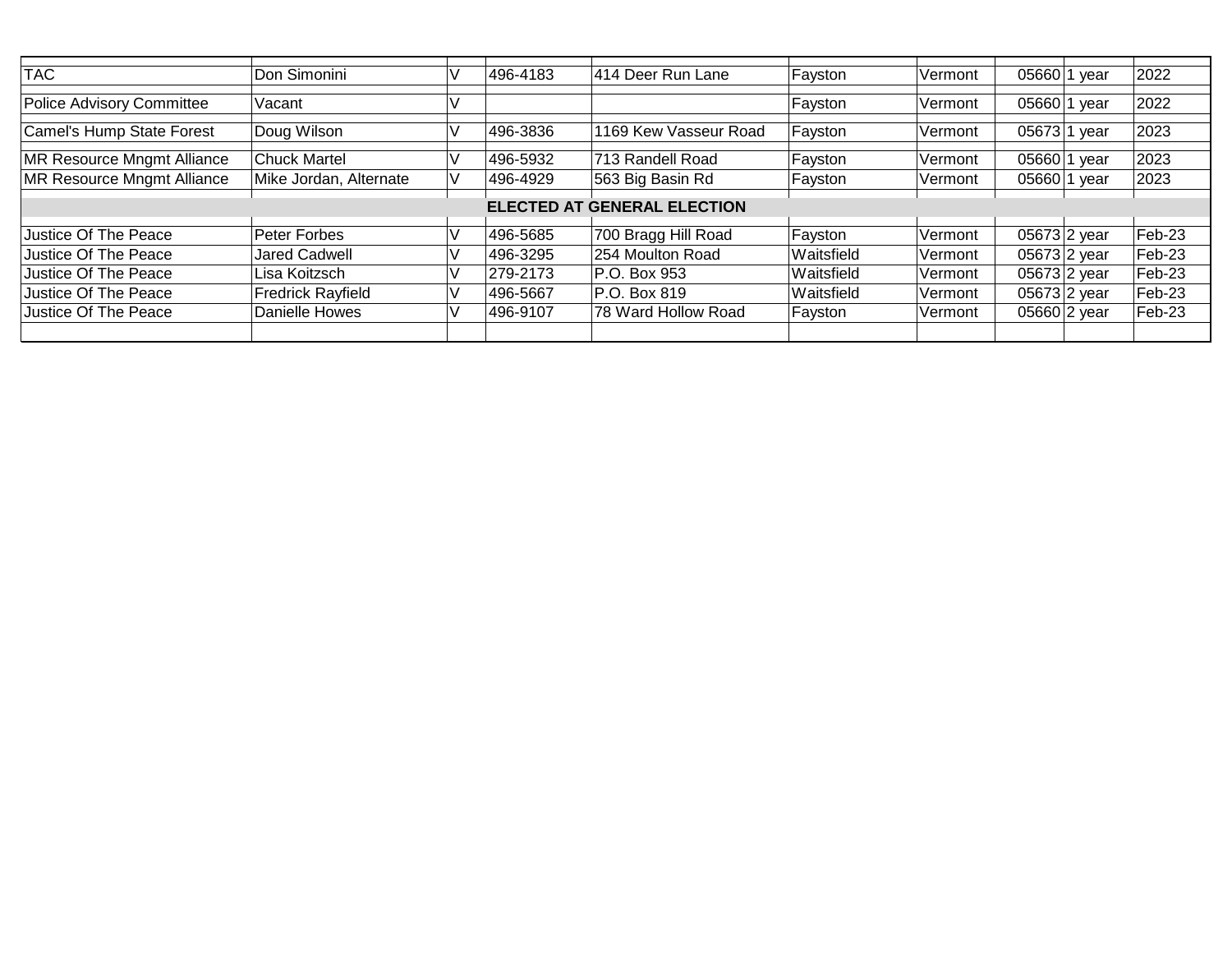| | | | | | | | | | |
|---|---|---|---|---|---|---|---|---|---|
| TAC | Don Simonini | V | 496-4183 | 414 Deer Run Lane | Fayston | Vermont | 05660 | 1 year | 2022 |
| Police Advisory Committee | Vacant | V | | | Fayston | Vermont | 05660 | 1 year | 2022 |
| Camel's Hump State Forest | Doug Wilson | V | 496-3836 | 1169 Kew Vasseur Road | Fayston | Vermont | 05673 | 1 year | 2023 |
| MR Resource Mngmt Alliance | Chuck Martel | V | 496-5932 | 713 Randell Road | Fayston | Vermont | 05660 | 1 year | 2023 |
| MR Resource Mngmt Alliance | Mike Jordan, Alternate | V | 496-4929 | 563 Big Basin Rd | Fayston | Vermont | 05660 | 1 year | 2023 |
| **ELECTED AT GENERAL ELECTION** | | | | | | | | | |
| Justice Of The Peace | Peter Forbes | V | 496-5685 | 700 Bragg Hill Road | Fayston | Vermont | 05673 | 2 year | Feb-23 |
| Justice Of The Peace | Jared Cadwell | V | 496-3295 | 254 Moulton Road | Waitsfield | Vermont | 05673 | 2 year | Feb-23 |
| Justice Of The Peace | Lisa Koitzsch | V | 279-2173 | P.O. Box 953 | Waitsfield | Vermont | 05673 | 2 year | Feb-23 |
| Justice Of The Peace | Fredrick Rayfield | V | 496-5667 | P.O. Box 819 | Waitsfield | Vermont | 05673 | 2 year | Feb-23 |
| Justice Of The Peace | Danielle Howes | V | 496-9107 | 78 Ward Hollow Road | Fayston | Vermont | 05660 | 2 year | Feb-23 |